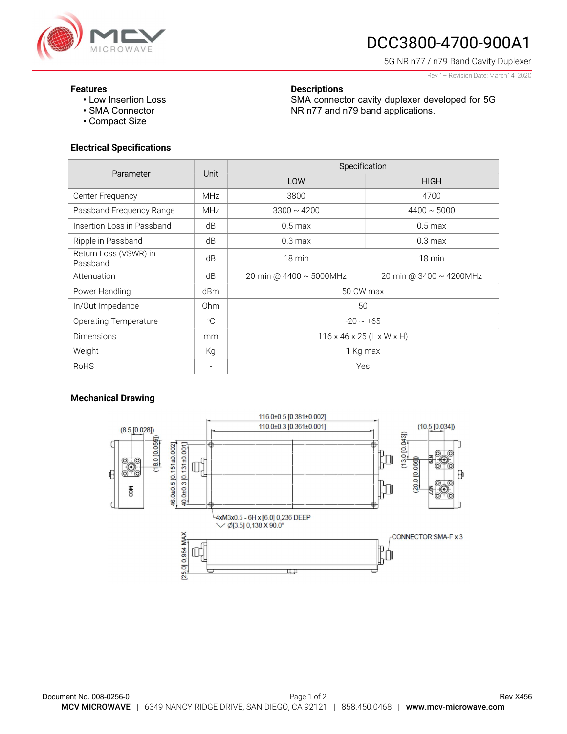# DCC3800-4700-900A1

5G NR n77 / n79 Band Cavity Duplexer

Rev 1 – Revision Date: March14, 2020

### Features

- Low Insertion Loss
- SMA Connector
- Compact Size

### Descriptions

SMA connector cavity duplexer developed for 5G NR n77 and n79 band applications.

### Electrical Specifications

| Parameter | Unit | Specification | |
|---|---|---|---|
| | | LOW | HIGH |
| Center Frequency | MHz | 3800 | 4700 |
| Passband Frequency Range | MHz | 3300 ~ 4200 | 4400 ~ 5000 |
| Insertion Loss in Passband | dB | 0.5 max | 0.5 max |
| Ripple in Passband | dB | 0.3 max | 0.3 max |
| Return Loss (VSWR) in Passband | dB | 18 min | 18 min |
| Attenuation | dB | 20 min @ 4400 ~ 5000MHz | 20 min @ 3400 ~ 4200MHz |
| Power Handling | dBm | 50 CW max | |
| In/Out Impedance | Ohm | 50 | |
| Operating Temperature | °C | -20 ~ +65 | |
| Dimensions | mm | 116 x 46 x 25 (L x W x H) | |
| Weight | Kg | 1 Kg max | |
| RoHS | - | Yes | |

### Mechanical Drawing

116.0±0.5 [0.381±0.002]
110.0±0.3 [0.361±0.001]
(8.5 [0.028])
(18.0 [0.059])
46.0±0.5 [0.151±0.002]
40.0±0.3 [0.131±0.001]
(10.5 [0.034])
(13.0 [0.043])
(20.0 [0.066])
COM
N79
N77
4xM3x0.5 - 6H x [6.0] 0,236 DEEP
Ø[3.5] 0,138 X 90.0°
[25.0] 0.984 MAX
CONNECTOR:SMA-F x 3

Document No. 008-0256-0

Rev X456

**MCV MICROWAVE** | 6349 NANCY RIDGE DRIVE, SAN DIEGO, CA 92121 | 858.450.0468 | **www.mcv-microwave.com**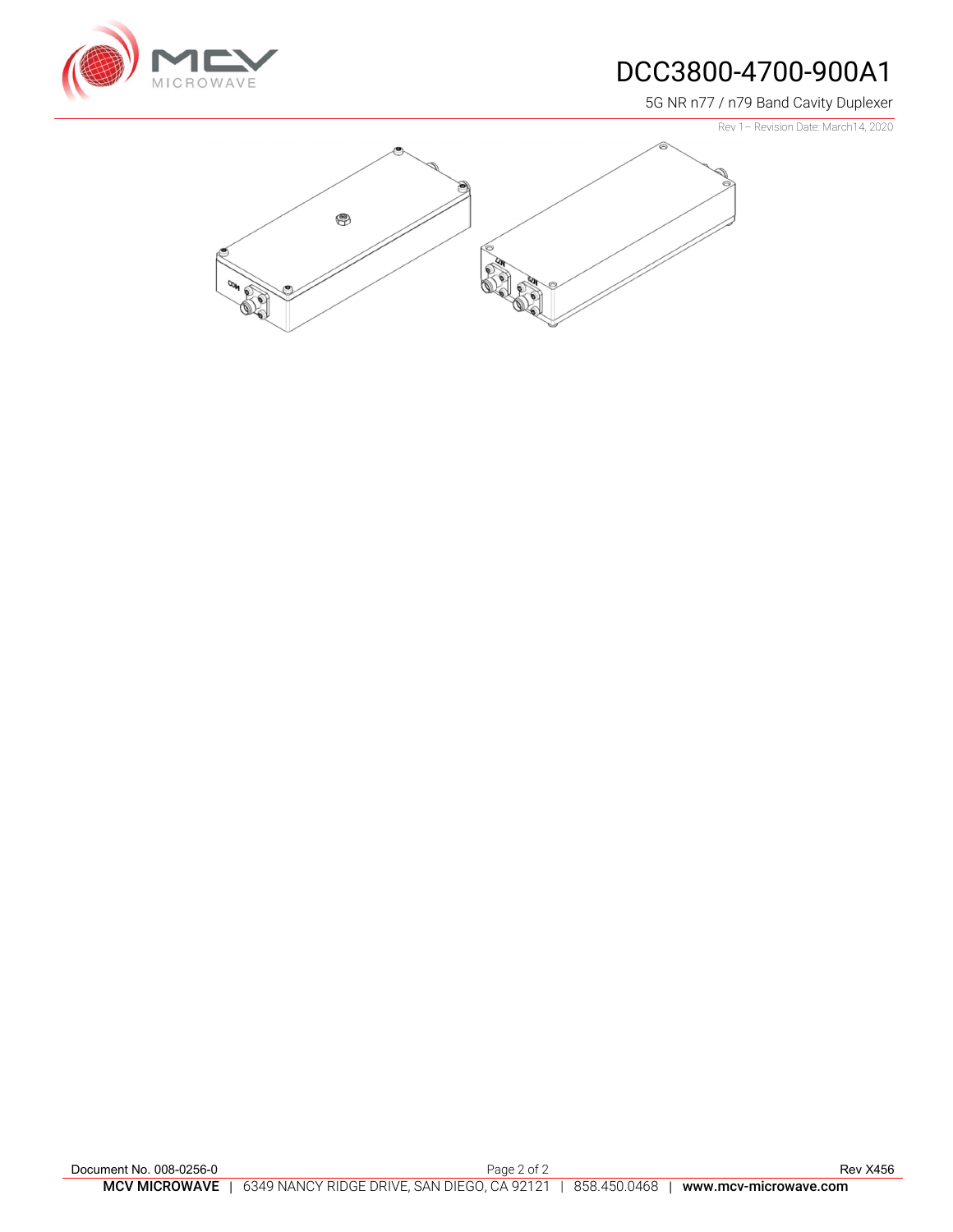# DCC3800-4700-900A1

5G NR n77 / n79 Band Cavity Duplexer

Rev 1 – Revision Date: March14, 2020

COM

N77

N79

Document No. 008-0256-0

Rev X456

**MCV MICROWAVE** | 6349 NANCY RIDGE DRIVE, SAN DIEGO, CA 92121 | 858.450.0468 | **www.mcv-microwave.com**